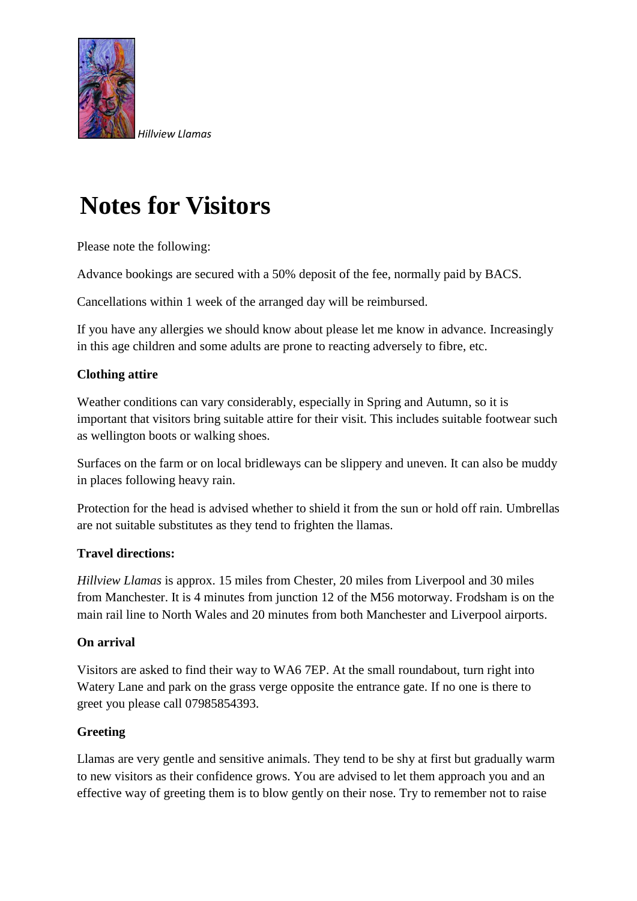*Hillview Llamas*

# Notes for Visitors

Please note the following:

Advance bookings are secured with a 50% deposit of the fee, normally paid by BACS.

Cancellations within 1 week of the arranged day will be reimbursed.

If you have any allergies we should know about please let me know in advance. Increasingly in this age children and some adults are prone to reacting adversely to fibre, etc.

**Clothing attire**

Weather conditions can vary considerably, especially in Spring and Autumn, so it is important that visitors bring suitable attire for their visit. This includes suitable footwear such as wellington boots or walking shoes.

Surfaces on the farm or on local bridleways can be slippery and uneven. It can also be muddy in places following heavy rain.

Protection for the head is advised whether to shield it from the sun or hold off rain. Umbrellas are not suitable substitutes as they tend to frighten the llamas.

**Travel directions:**

*Hillview Llamas* is approx. 15 miles from Chester, 20 miles from Liverpool and 30 miles from Manchester. It is 4 minutes from junction 12 of the M56 motorway. Frodsham is on the main rail line to North Wales and 20 minutes from both Manchester and Liverpool airports.

**On arrival**

Visitors are asked to find their way to WA6 7EP. At the small roundabout, turn right into Watery Lane and park on the grass verge opposite the entrance gate. If no one is there to greet you please call 07985854393.

**Greeting**

Llamas are very gentle and sensitive animals. They tend to be shy at first but gradually warm to new visitors as their confidence grows. You are advised to let them approach you and an effective way of greeting them is to blow gently on their nose. Try to remember not to raise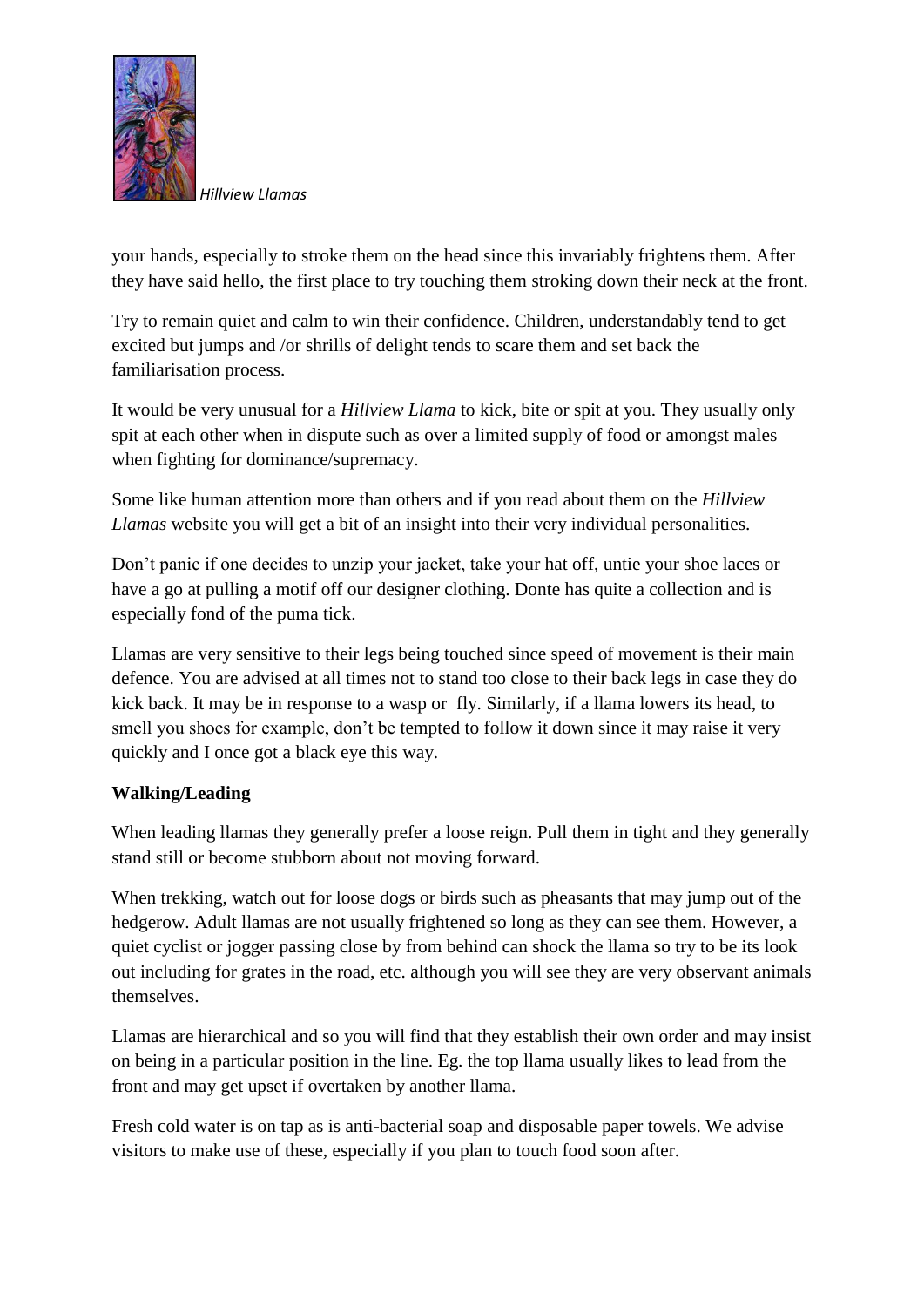your hands, especially to stroke them on the head since this invariably frightens them. After they have said hello, the first place to try touching them stroking down their neck at the front.

Try to remain quiet and calm to win their confidence. Children, understandably tend to get excited but jumps and /or shrills of delight tends to scare them and set back the familiarisation process.

It would be very unusual for a *Hillview Llama* to kick, bite or spit at you. They usually only spit at each other when in dispute such as over a limited supply of food or amongst males when fighting for dominance/supremacy.

Some like human attention more than others and if you read about them on the *Hillview Llamas* website you will get a bit of an insight into their very individual personalities.

Don't panic if one decides to unzip your jacket, take your hat off, untie your shoe laces or have a go at pulling a motif off our designer clothing. Donte has quite a collection and is especially fond of the puma tick.

Llamas are very sensitive to their legs being touched since speed of movement is their main defence. You are advised at all times not to stand too close to their back legs in case they do kick back. It may be in response to a wasp or fly. Similarly, if a llama lowers its head, to smell you shoes for example, don't be tempted to follow it down since it may raise it very quickly and I once got a black eye this way.

**Walking/Leading**

When leading llamas they generally prefer a loose reign. Pull them in tight and they generally stand still or become stubborn about not moving forward.

When trekking, watch out for loose dogs or birds such as pheasants that may jump out of the hedgerow. Adult llamas are not usually frightened so long as they can see them. However, a quiet cyclist or jogger passing close by from behind can shock the llama so try to be its look out including for grates in the road, etc. although you will see they are very observant animals themselves.

Llamas are hierarchical and so you will find that they establish their own order and may insist on being in a particular position in the line. Eg. the top llama usually likes to lead from the front and may get upset if overtaken by another llama.

Fresh cold water is on tap as is anti-bacterial soap and disposable paper towels. We advise visitors to make use of these, especially if you plan to touch food soon after.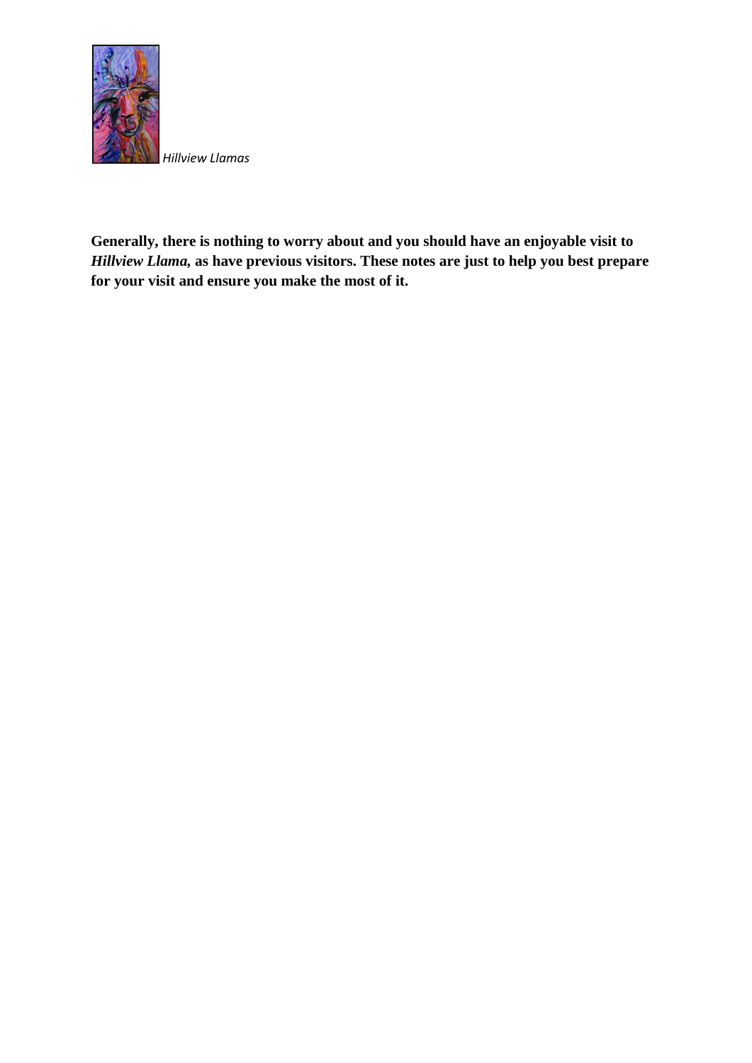*Hillview Llamas*

**Generally, there is nothing to worry about and you should have an enjoyable visit to *Hillview Llama,* as have previous visitors. These notes are just to help you best prepare for your visit and ensure you make the most of it.**